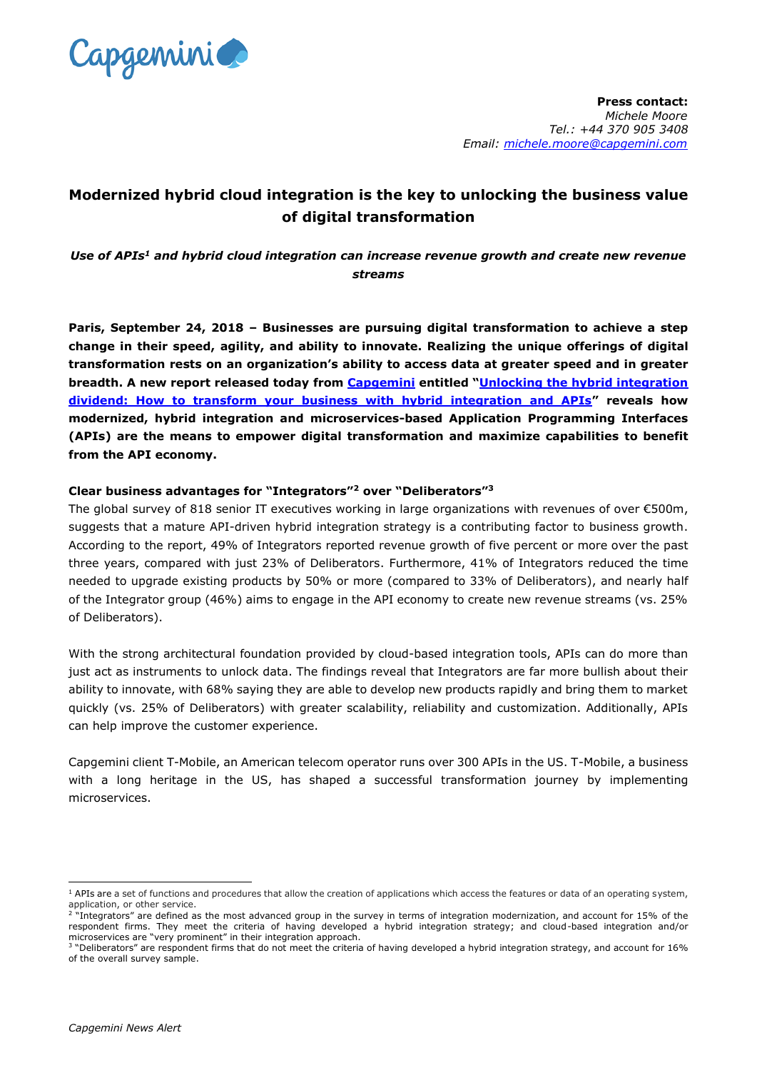Capgemini

**Press contact:**
*Michele Moore*
*Tel.: +44 370 905 3408*
*Email: michele.moore@capgemini.com*

# Modernized hybrid cloud integration is the key to unlocking the business value of digital transformation

***Use of APIs[1] and hybrid cloud integration can increase revenue growth and create new revenue streams***

**Paris, September 24, 2018 – Businesses are pursuing digital transformation to achieve a step change in their speed, agility, and ability to innovate. Realizing the unique offerings of digital transformation rests on an organization's ability to access data at greater speed and in greater breadth. A new report released today from Capgemini entitled "Unlocking the hybrid integration dividend: How to transform your business with hybrid integration and APIs" reveals how modernized, hybrid integration and microservices-based Application Programming Interfaces (APIs) are the means to empower digital transformation and maximize capabilities to benefit from the API economy.**

### Clear business advantages for "Integrators"[2] over "Deliberators"[3]

The global survey of 818 senior IT executives working in large organizations with revenues of over €500m, suggests that a mature API-driven hybrid integration strategy is a contributing factor to business growth. According to the report, 49% of Integrators reported revenue growth of five percent or more over the past three years, compared with just 23% of Deliberators. Furthermore, 41% of Integrators reduced the time needed to upgrade existing products by 50% or more (compared to 33% of Deliberators), and nearly half of the Integrator group (46%) aims to engage in the API economy to create new revenue streams (vs. 25% of Deliberators).

With the strong architectural foundation provided by cloud-based integration tools, APIs can do more than just act as instruments to unlock data. The findings reveal that Integrators are far more bullish about their ability to innovate, with 68% saying they are able to develop new products rapidly and bring them to market quickly (vs. 25% of Deliberators) with greater scalability, reliability and customization. Additionally, APIs can help improve the customer experience.

Capgemini client T-Mobile, an American telecom operator runs over 300 APIs in the US. T-Mobile, a business with a long heritage in the US, has shaped a successful transformation journey by implementing microservices.

---

[1] APIs are a set of functions and procedures that allow the creation of applications which access the features or data of an operating system, application, or other service.

[2] "Integrators" are defined as the most advanced group in the survey in terms of integration modernization, and account for 15% of the respondent firms. They meet the criteria of having developed a hybrid integration strategy; and cloud-based integration and/or microservices are "very prominent" in their integration approach.

[3] "Deliberators" are respondent firms that do not meet the criteria of having developed a hybrid integration strategy, and account for 16% of the overall survey sample.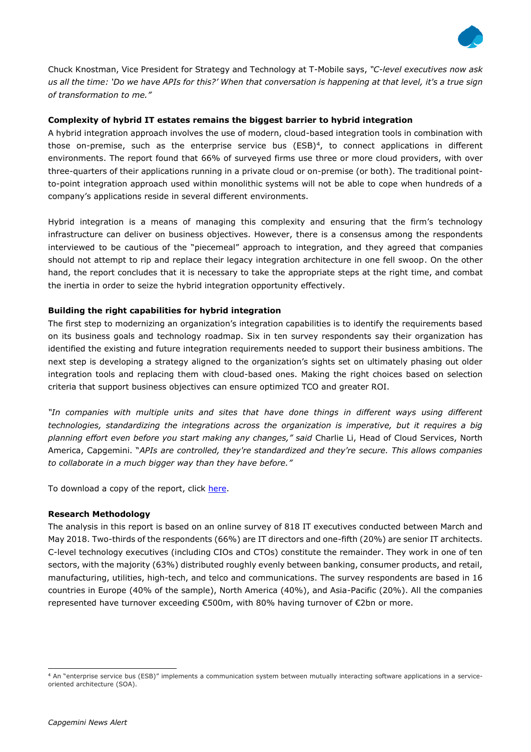Chuck Knostman, Vice President for Strategy and Technology at T-Mobile says, *"C-level executives now ask us all the time: 'Do we have APIs for this?' When that conversation is happening at that level, it's a true sign of transformation to me."*

**Complexity of hybrid IT estates remains the biggest barrier to hybrid integration**

A hybrid integration approach involves the use of modern, cloud-based integration tools in combination with those on-premise, such as the enterprise service bus (ESB)[4], to connect applications in different environments. The report found that 66% of surveyed firms use three or more cloud providers, with over three-quarters of their applications running in a private cloud or on-premise (or both). The traditional point-to-point integration approach used within monolithic systems will not be able to cope when hundreds of a company's applications reside in several different environments.

Hybrid integration is a means of managing this complexity and ensuring that the firm's technology infrastructure can deliver on business objectives. However, there is a consensus among the respondents interviewed to be cautious of the "piecemeal" approach to integration, and they agreed that companies should not attempt to rip and replace their legacy integration architecture in one fell swoop. On the other hand, the report concludes that it is necessary to take the appropriate steps at the right time, and combat the inertia in order to seize the hybrid integration opportunity effectively.

**Building the right capabilities for hybrid integration**

The first step to modernizing an organization's integration capabilities is to identify the requirements based on its business goals and technology roadmap. Six in ten survey respondents say their organization has identified the existing and future integration requirements needed to support their business ambitions. The next step is developing a strategy aligned to the organization's sights set on ultimately phasing out older integration tools and replacing them with cloud-based ones. Making the right choices based on selection criteria that support business objectives can ensure optimized TCO and greater ROI.

*"In companies with multiple units and sites that have done things in different ways using different technologies, standardizing the integrations across the organization is imperative, but it requires a big planning effort even before you start making any changes," said* Charlie Li, Head of Cloud Services, North America, Capgemini. "*APIs are controlled, they're standardized and they're secure. This allows companies to collaborate in a much bigger way than they have before."*

To download a copy of the report, click [here]().

**Research Methodology**

The analysis in this report is based on an online survey of 818 IT executives conducted between March and May 2018. Two-thirds of the respondents (66%) are IT directors and one-fifth (20%) are senior IT architects. C-level technology executives (including CIOs and CTOs) constitute the remainder. They work in one of ten sectors, with the majority (63%) distributed roughly evenly between banking, consumer products, and retail, manufacturing, utilities, high-tech, and telco and communications. The survey respondents are based in 16 countries in Europe (40% of the sample), North America (40%), and Asia-Pacific (20%). All the companies represented have turnover exceeding €500m, with 80% having turnover of €2bn or more.

[4] An "enterprise service bus (ESB)" implements a communication system between mutually interacting software applications in a service-oriented architecture (SOA).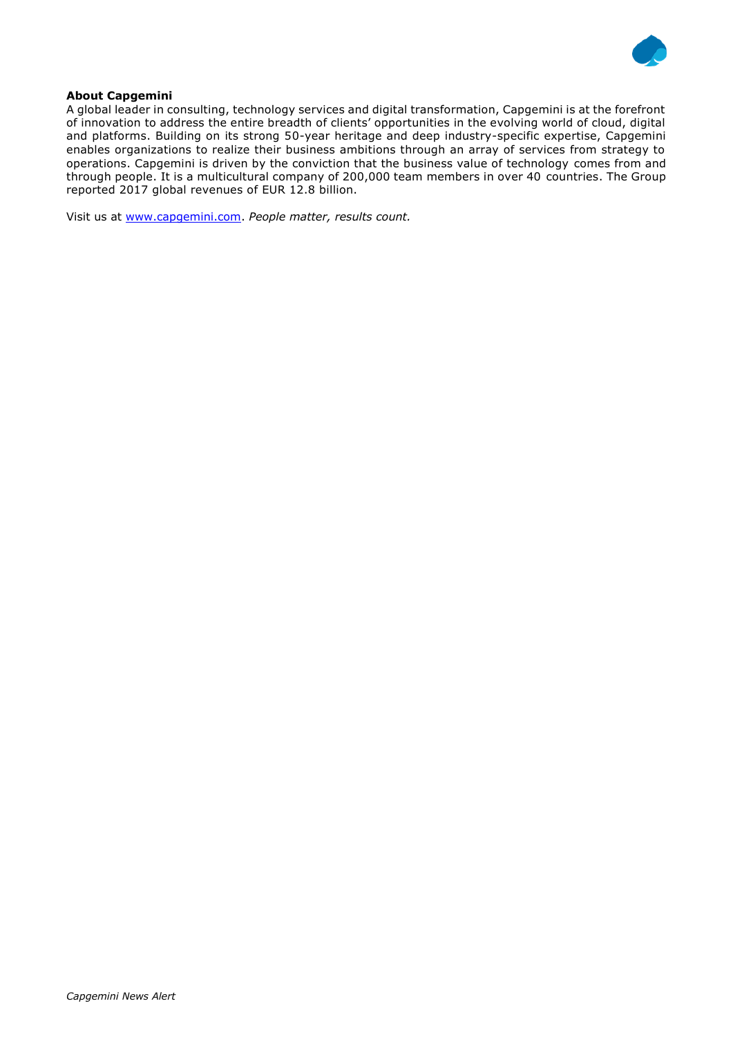**About Capgemini**

A global leader in consulting, technology services and digital transformation, Capgemini is at the forefront of innovation to address the entire breadth of clients' opportunities in the evolving world of cloud, digital and platforms. Building on its strong 50-year heritage and deep industry-specific expertise, Capgemini enables organizations to realize their business ambitions through an array of services from strategy to operations. Capgemini is driven by the conviction that the business value of technology comes from and through people. It is a multicultural company of 200,000 team members in over 40 countries. The Group reported 2017 global revenues of EUR 12.8 billion.

Visit us at [www.capgemini.com](http://www.capgemini.com). *People matter, results count.*